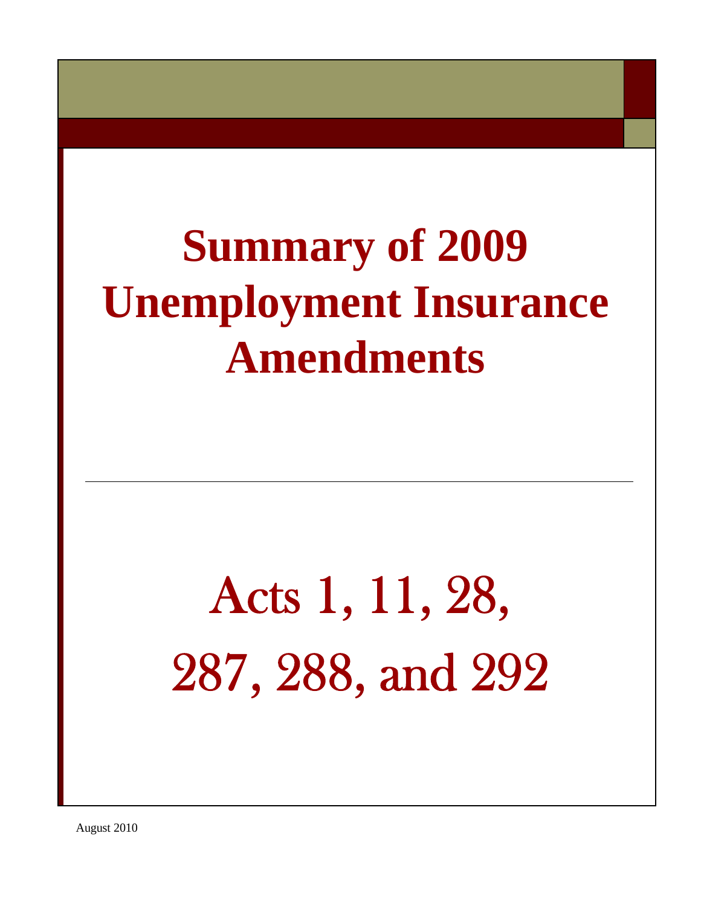# Summary of 2009 Unemployment Insurance Amendments

---

## Acts 1, 11, 28, 287, 288, and 292

August 2010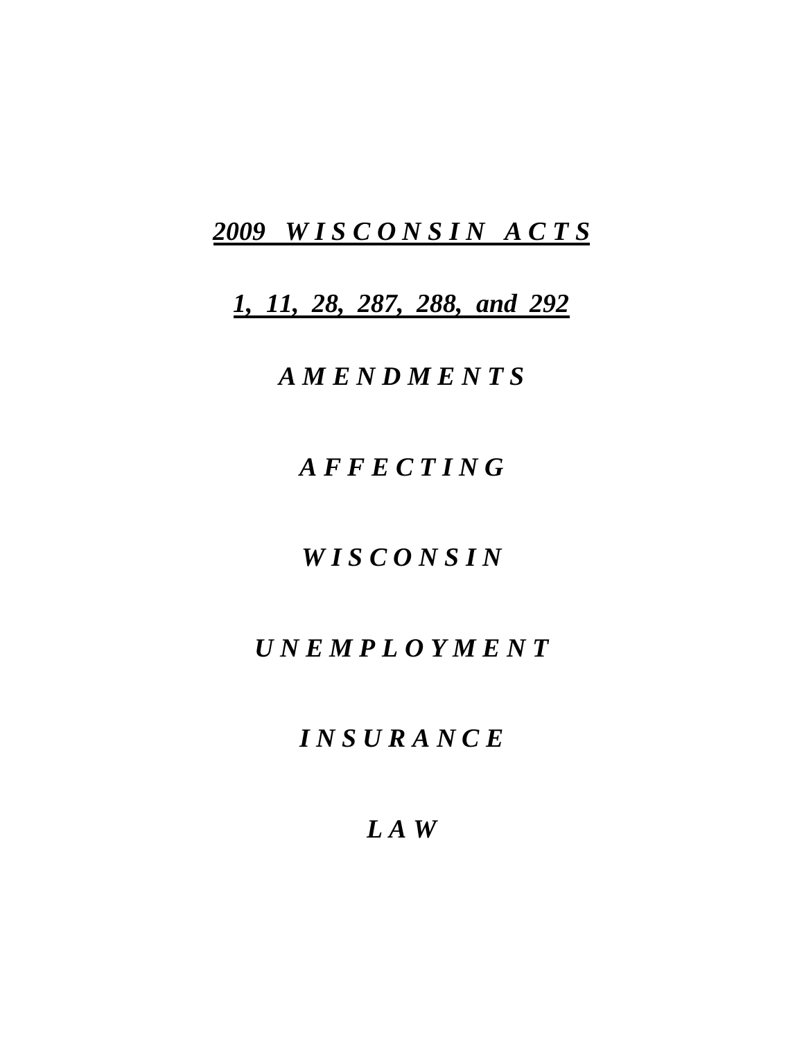# ***2009 WISCONSIN ACTS***

# ***1, 11, 28, 287, 288, and 292***

# ***AMENDMENTS***

# ***AFFECTING***

# ***WISCONSIN***

# ***UNEMPLOYMENT***

# ***INSURANCE***

# ***LAW***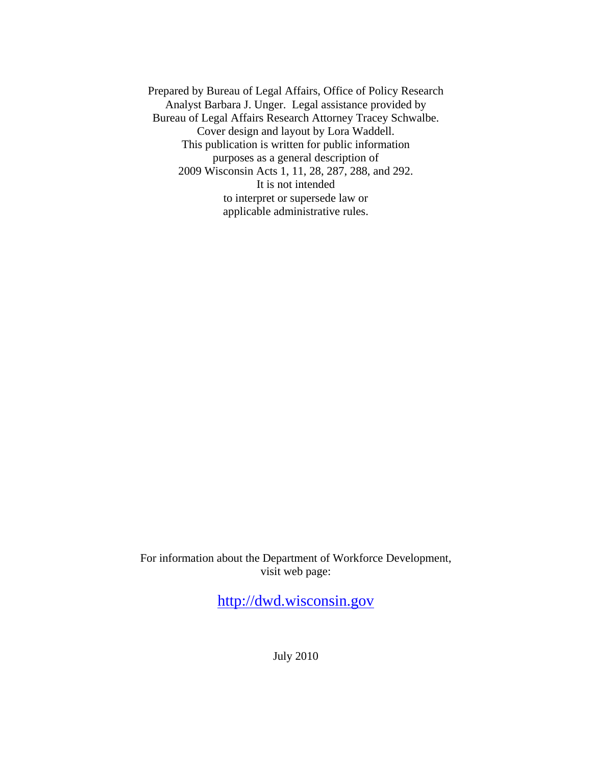Prepared by Bureau of Legal Affairs, Office of Policy Research Analyst Barbara J. Unger. Legal assistance provided by Bureau of Legal Affairs Research Attorney Tracey Schwalbe. Cover design and layout by Lora Waddell. This publication is written for public information purposes as a general description of 2009 Wisconsin Acts 1, 11, 28, 287, 288, and 292. It is not intended to interpret or supersede law or applicable administrative rules.

For information about the Department of Workforce Development, visit web page:

http://dwd.wisconsin.gov

July 2010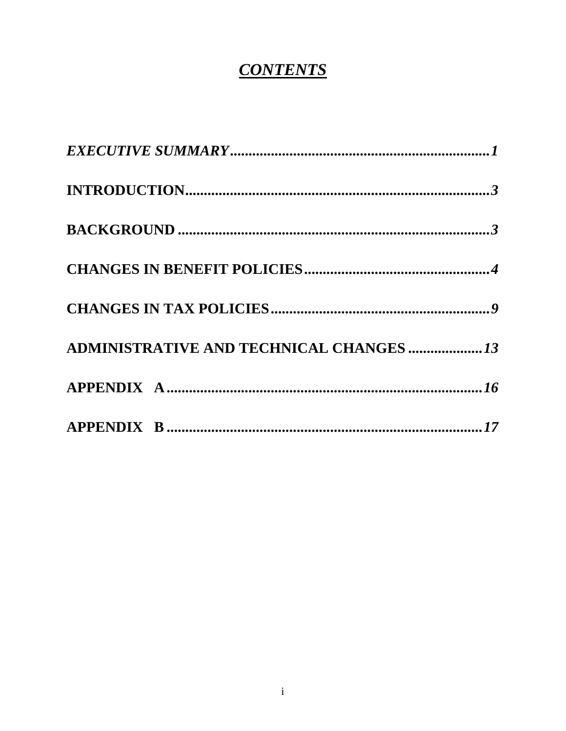# *CONTENTS*

***EXECUTIVE SUMMARY*** ........................................................................ ***1***

**INTRODUCTION** ................................................................................... ***3***

**BACKGROUND** ..................................................................................... ***3***

**CHANGES IN BENEFIT POLICIES** .................................................. ***4***

**CHANGES IN TAX POLICIES** ............................................................ ***9***

**ADMINISTRATIVE AND TECHNICAL CHANGES** .................... ***13***

**APPENDIX A** ...................................................................................... ***16***

**APPENDIX B** ...................................................................................... ***17***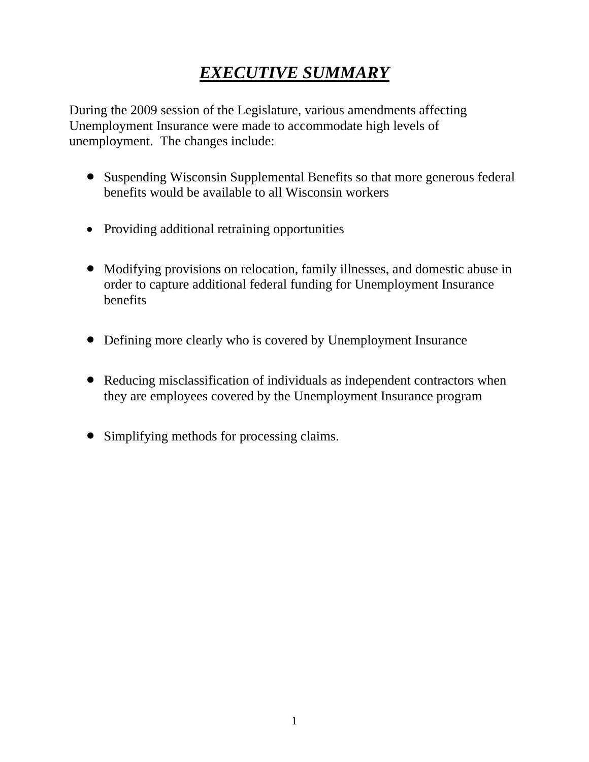# ***EXECUTIVE SUMMARY***

During the 2009 session of the Legislature, various amendments affecting Unemployment Insurance were made to accommodate high levels of unemployment. The changes include:

- Suspending Wisconsin Supplemental Benefits so that more generous federal benefits would be available to all Wisconsin workers

- Providing additional retraining opportunities

- Modifying provisions on relocation, family illnesses, and domestic abuse in order to capture additional federal funding for Unemployment Insurance benefits

- Defining more clearly who is covered by Unemployment Insurance

- Reducing misclassification of individuals as independent contractors when they are employees covered by the Unemployment Insurance program

- Simplifying methods for processing claims.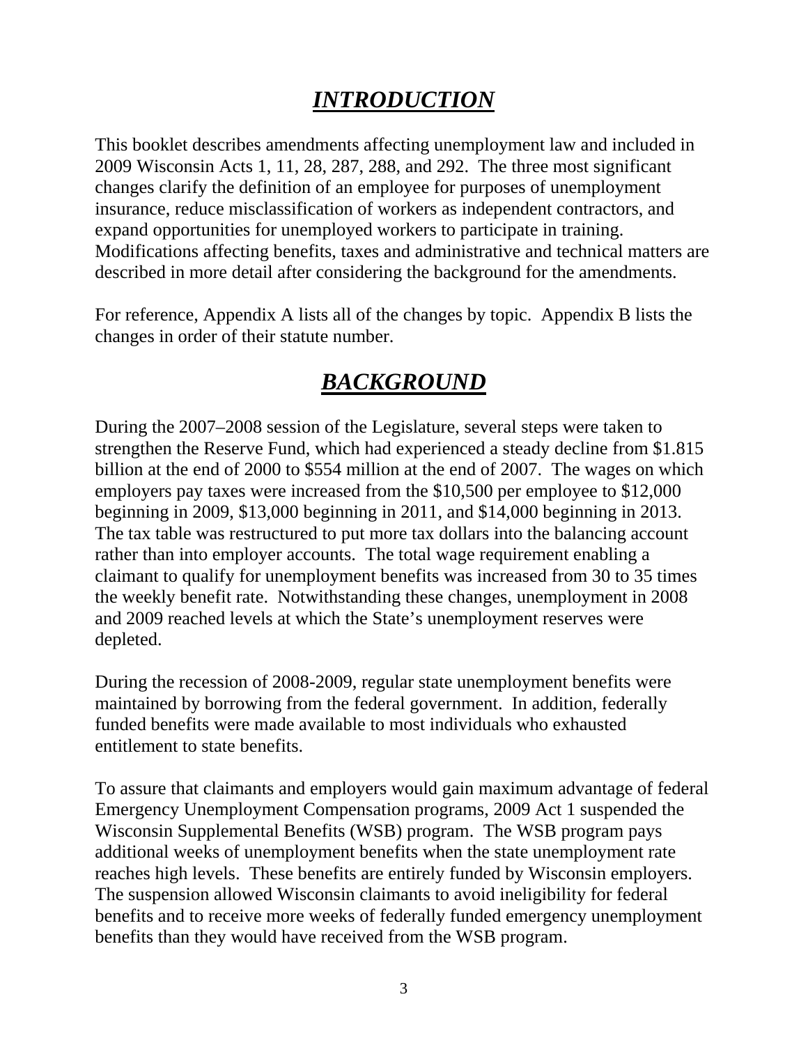# ***INTRODUCTION***

This booklet describes amendments affecting unemployment law and included in 2009 Wisconsin Acts 1, 11, 28, 287, 288, and 292. The three most significant changes clarify the definition of an employee for purposes of unemployment insurance, reduce misclassification of workers as independent contractors, and expand opportunities for unemployed workers to participate in training. Modifications affecting benefits, taxes and administrative and technical matters are described in more detail after considering the background for the amendments.

For reference, Appendix A lists all of the changes by topic. Appendix B lists the changes in order of their statute number.

# ***BACKGROUND***

During the 2007–2008 session of the Legislature, several steps were taken to strengthen the Reserve Fund, which had experienced a steady decline from $1.815 billion at the end of 2000 to $554 million at the end of 2007. The wages on which employers pay taxes were increased from the $10,500 per employee to $12,000 beginning in 2009, $13,000 beginning in 2011, and $14,000 beginning in 2013. The tax table was restructured to put more tax dollars into the balancing account rather than into employer accounts. The total wage requirement enabling a claimant to qualify for unemployment benefits was increased from 30 to 35 times the weekly benefit rate. Notwithstanding these changes, unemployment in 2008 and 2009 reached levels at which the State's unemployment reserves were depleted.

During the recession of 2008-2009, regular state unemployment benefits were maintained by borrowing from the federal government. In addition, federally funded benefits were made available to most individuals who exhausted entitlement to state benefits.

To assure that claimants and employers would gain maximum advantage of federal Emergency Unemployment Compensation programs, 2009 Act 1 suspended the Wisconsin Supplemental Benefits (WSB) program. The WSB program pays additional weeks of unemployment benefits when the state unemployment rate reaches high levels. These benefits are entirely funded by Wisconsin employers. The suspension allowed Wisconsin claimants to avoid ineligibility for federal benefits and to receive more weeks of federally funded emergency unemployment benefits than they would have received from the WSB program.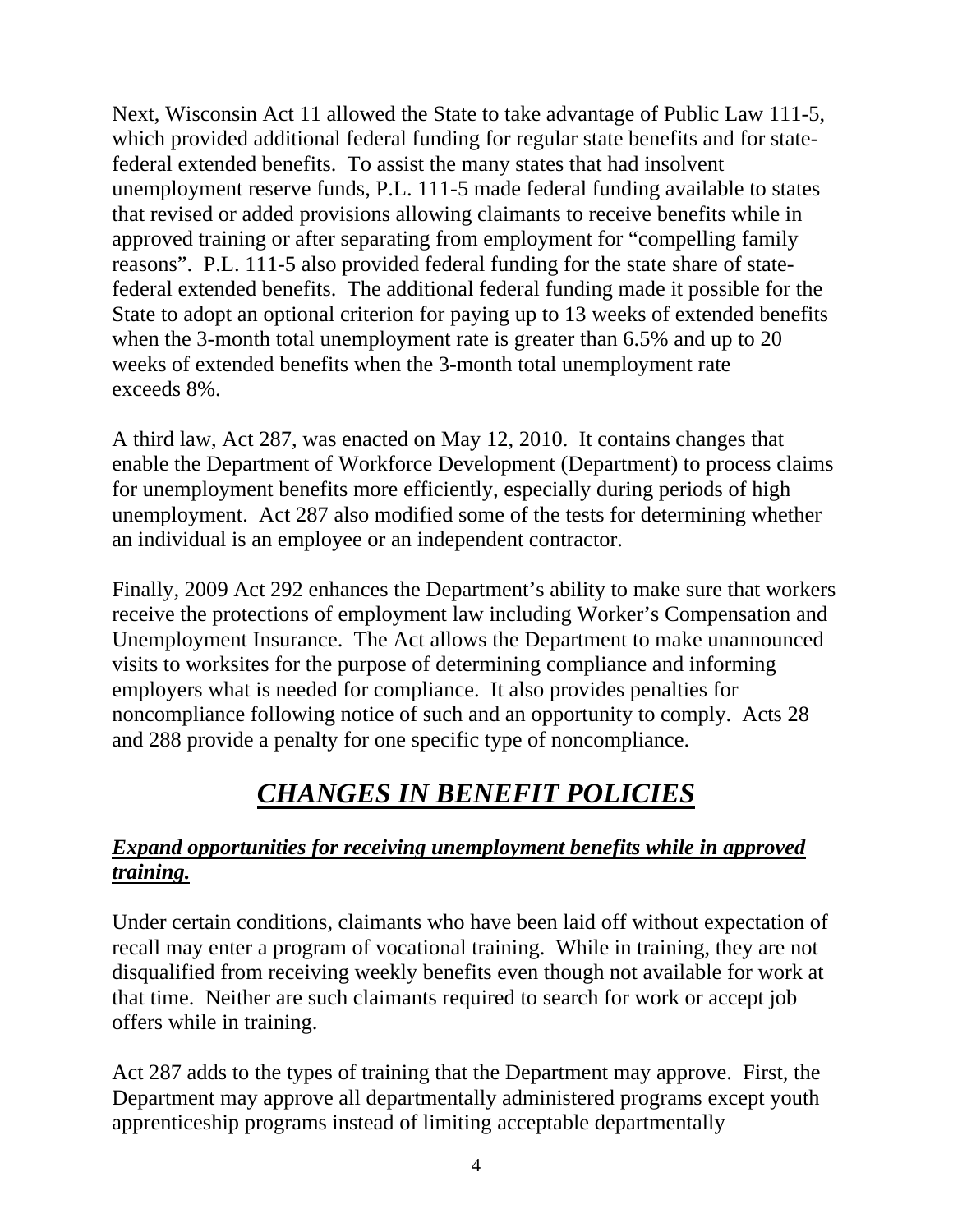Next, Wisconsin Act 11 allowed the State to take advantage of Public Law 111-5, which provided additional federal funding for regular state benefits and for state-federal extended benefits. To assist the many states that had insolvent unemployment reserve funds, P.L. 111-5 made federal funding available to states that revised or added provisions allowing claimants to receive benefits while in approved training or after separating from employment for "compelling family reasons". P.L. 111-5 also provided federal funding for the state share of state-federal extended benefits. The additional federal funding made it possible for the State to adopt an optional criterion for paying up to 13 weeks of extended benefits when the 3-month total unemployment rate is greater than 6.5% and up to 20 weeks of extended benefits when the 3-month total unemployment rate exceeds 8%.

A third law, Act 287, was enacted on May 12, 2010. It contains changes that enable the Department of Workforce Development (Department) to process claims for unemployment benefits more efficiently, especially during periods of high unemployment. Act 287 also modified some of the tests for determining whether an individual is an employee or an independent contractor.

Finally, 2009 Act 292 enhances the Department's ability to make sure that workers receive the protections of employment law including Worker's Compensation and Unemployment Insurance. The Act allows the Department to make unannounced visits to worksites for the purpose of determining compliance and informing employers what is needed for compliance. It also provides penalties for noncompliance following notice of such and an opportunity to comply. Acts 28 and 288 provide a penalty for one specific type of noncompliance.

# *CHANGES IN BENEFIT POLICIES*

## *Expand opportunities for receiving unemployment benefits while in approved training.*

Under certain conditions, claimants who have been laid off without expectation of recall may enter a program of vocational training. While in training, they are not disqualified from receiving weekly benefits even though not available for work at that time. Neither are such claimants required to search for work or accept job offers while in training.

Act 287 adds to the types of training that the Department may approve. First, the Department may approve all departmentally administered programs except youth apprenticeship programs instead of limiting acceptable departmentally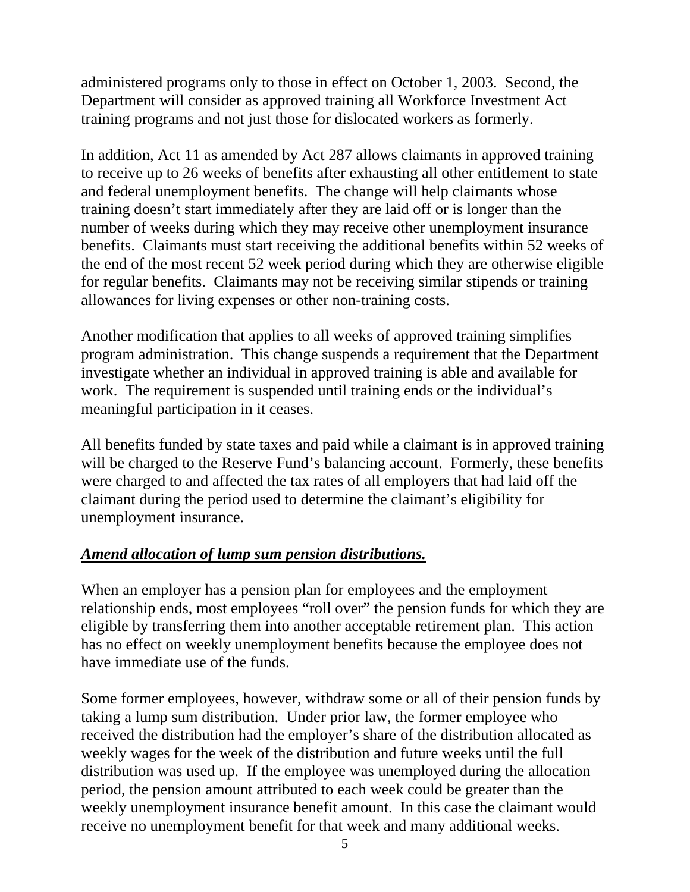administered programs only to those in effect on October 1, 2003. Second, the Department will consider as approved training all Workforce Investment Act training programs and not just those for dislocated workers as formerly.

In addition, Act 11 as amended by Act 287 allows claimants in approved training to receive up to 26 weeks of benefits after exhausting all other entitlement to state and federal unemployment benefits. The change will help claimants whose training doesn't start immediately after they are laid off or is longer than the number of weeks during which they may receive other unemployment insurance benefits. Claimants must start receiving the additional benefits within 52 weeks of the end of the most recent 52 week period during which they are otherwise eligible for regular benefits. Claimants may not be receiving similar stipends or training allowances for living expenses or other non-training costs.

Another modification that applies to all weeks of approved training simplifies program administration. This change suspends a requirement that the Department investigate whether an individual in approved training is able and available for work. The requirement is suspended until training ends or the individual's meaningful participation in it ceases.

All benefits funded by state taxes and paid while a claimant is in approved training will be charged to the Reserve Fund's balancing account. Formerly, these benefits were charged to and affected the tax rates of all employers that had laid off the claimant during the period used to determine the claimant's eligibility for unemployment insurance.

***Amend allocation of lump sum pension distributions.***

When an employer has a pension plan for employees and the employment relationship ends, most employees "roll over" the pension funds for which they are eligible by transferring them into another acceptable retirement plan. This action has no effect on weekly unemployment benefits because the employee does not have immediate use of the funds.

Some former employees, however, withdraw some or all of their pension funds by taking a lump sum distribution. Under prior law, the former employee who received the distribution had the employer's share of the distribution allocated as weekly wages for the week of the distribution and future weeks until the full distribution was used up. If the employee was unemployed during the allocation period, the pension amount attributed to each week could be greater than the weekly unemployment insurance benefit amount. In this case the claimant would receive no unemployment benefit for that week and many additional weeks.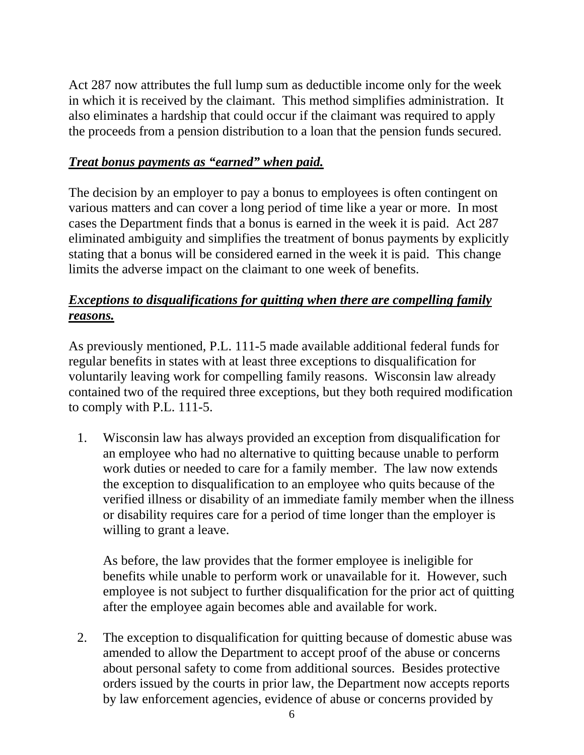Act 287 now attributes the full lump sum as deductible income only for the week in which it is received by the claimant. This method simplifies administration. It also eliminates a hardship that could occur if the claimant was required to apply the proceeds from a pension distribution to a loan that the pension funds secured.

***Treat bonus payments as "earned" when paid.***

The decision by an employer to pay a bonus to employees is often contingent on various matters and can cover a long period of time like a year or more. In most cases the Department finds that a bonus is earned in the week it is paid. Act 287 eliminated ambiguity and simplifies the treatment of bonus payments by explicitly stating that a bonus will be considered earned in the week it is paid. This change limits the adverse impact on the claimant to one week of benefits.

***Exceptions to disqualifications for quitting when there are compelling family reasons.***

As previously mentioned, P.L. 111-5 made available additional federal funds for regular benefits in states with at least three exceptions to disqualification for voluntarily leaving work for compelling family reasons. Wisconsin law already contained two of the required three exceptions, but they both required modification to comply with P.L. 111-5.

1. Wisconsin law has always provided an exception from disqualification for an employee who had no alternative to quitting because unable to perform work duties or needed to care for a family member. The law now extends the exception to disqualification to an employee who quits because of the verified illness or disability of an immediate family member when the illness or disability requires care for a period of time longer than the employer is willing to grant a leave.

   As before, the law provides that the former employee is ineligible for benefits while unable to perform work or unavailable for it. However, such employee is not subject to further disqualification for the prior act of quitting after the employee again becomes able and available for work.

2. The exception to disqualification for quitting because of domestic abuse was amended to allow the Department to accept proof of the abuse or concerns about personal safety to come from additional sources. Besides protective orders issued by the courts in prior law, the Department now accepts reports by law enforcement agencies, evidence of abuse or concerns provided by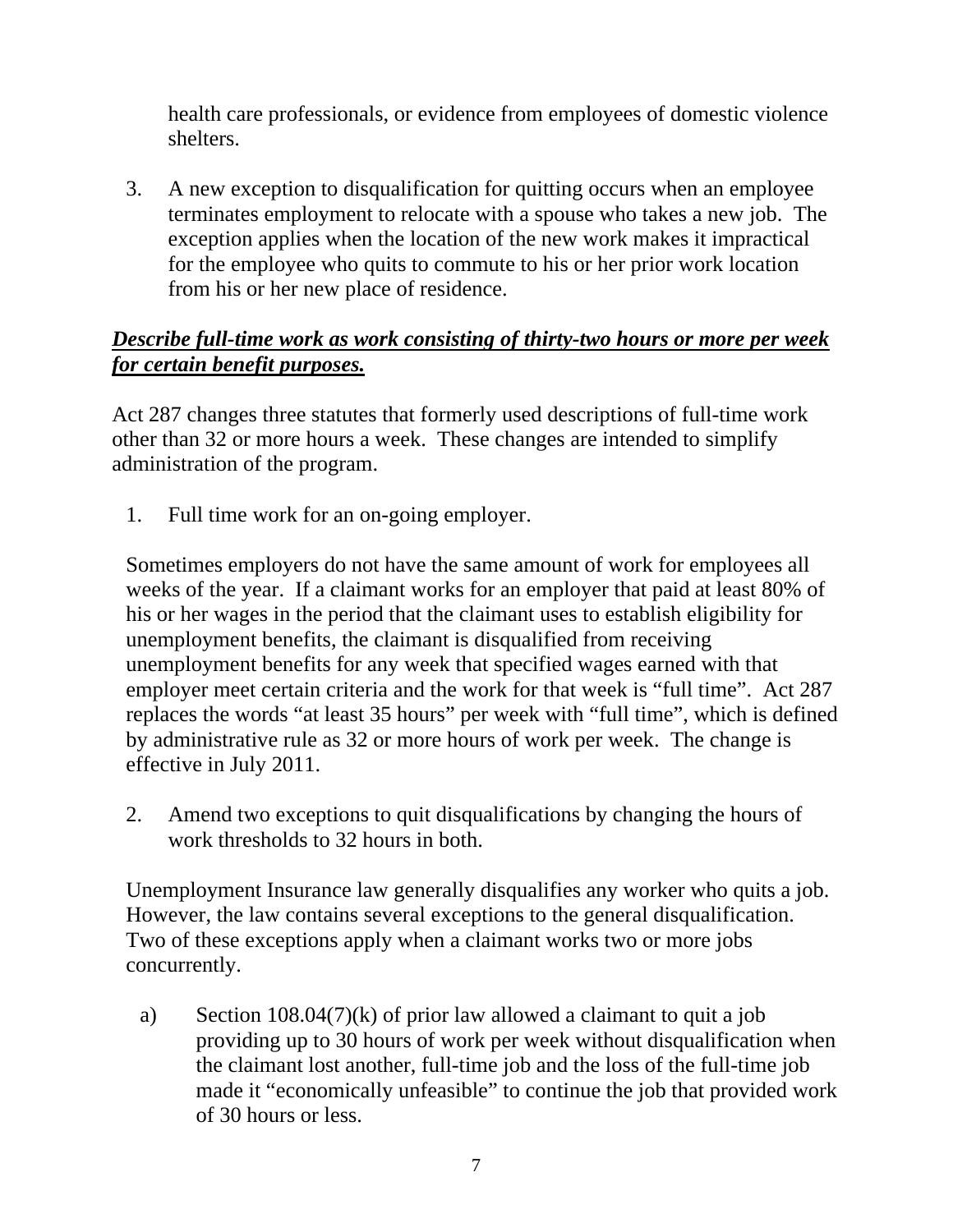health care professionals, or evidence from employees of domestic violence shelters.

3. A new exception to disqualification for quitting occurs when an employee terminates employment to relocate with a spouse who takes a new job. The exception applies when the location of the new work makes it impractical for the employee who quits to commute to his or her prior work location from his or her new place of residence.

***Describe full-time work as work consisting of thirty-two hours or more per week for certain benefit purposes.***

Act 287 changes three statutes that formerly used descriptions of full-time work other than 32 or more hours a week. These changes are intended to simplify administration of the program.

1. Full time work for an on-going employer.

   Sometimes employers do not have the same amount of work for employees all weeks of the year. If a claimant works for an employer that paid at least 80% of his or her wages in the period that the claimant uses to establish eligibility for unemployment benefits, the claimant is disqualified from receiving unemployment benefits for any week that specified wages earned with that employer meet certain criteria and the work for that week is "full time". Act 287 replaces the words "at least 35 hours" per week with "full time", which is defined by administrative rule as 32 or more hours of work per week. The change is effective in July 2011.

2. Amend two exceptions to quit disqualifications by changing the hours of work thresholds to 32 hours in both.

   Unemployment Insurance law generally disqualifies any worker who quits a job. However, the law contains several exceptions to the general disqualification. Two of these exceptions apply when a claimant works two or more jobs concurrently.

   a) Section 108.04(7)(k) of prior law allowed a claimant to quit a job providing up to 30 hours of work per week without disqualification when the claimant lost another, full-time job and the loss of the full-time job made it "economically unfeasible" to continue the job that provided work of 30 hours or less.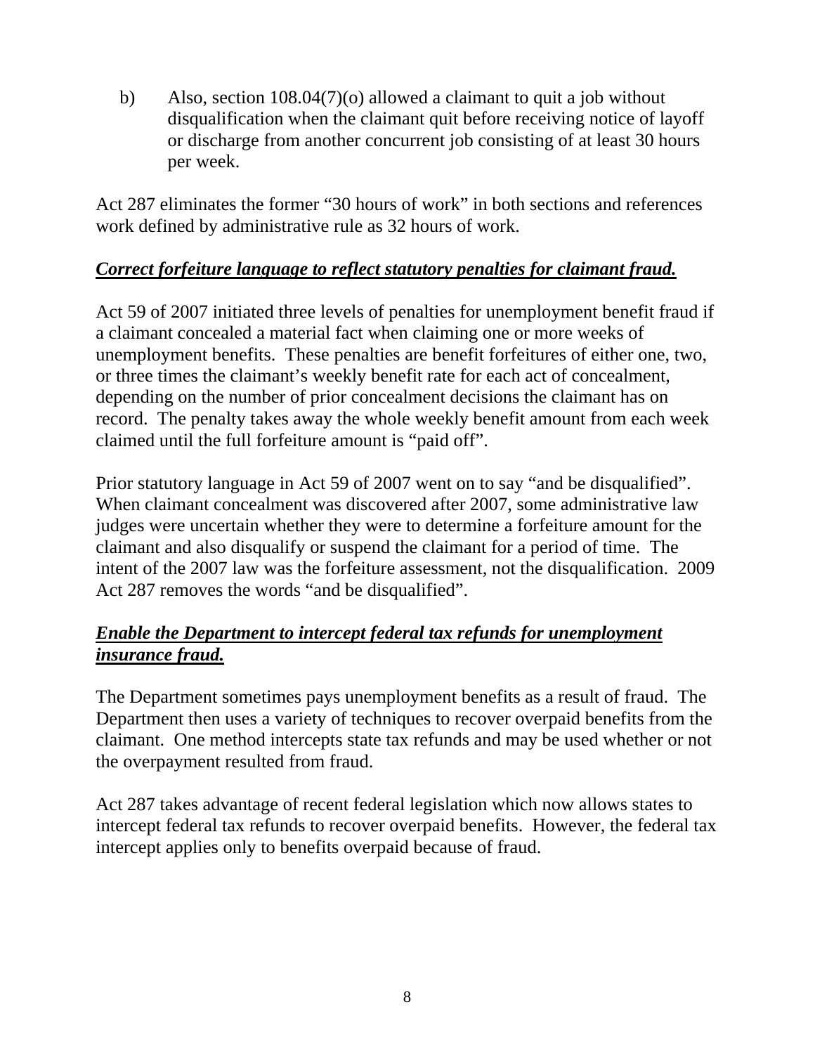b) Also, section 108.04(7)(o) allowed a claimant to quit a job without disqualification when the claimant quit before receiving notice of layoff or discharge from another concurrent job consisting of at least 30 hours per week.

Act 287 eliminates the former "30 hours of work" in both sections and references work defined by administrative rule as 32 hours of work.

***Correct forfeiture language to reflect statutory penalties for claimant fraud.***

Act 59 of 2007 initiated three levels of penalties for unemployment benefit fraud if a claimant concealed a material fact when claiming one or more weeks of unemployment benefits. These penalties are benefit forfeitures of either one, two, or three times the claimant's weekly benefit rate for each act of concealment, depending on the number of prior concealment decisions the claimant has on record. The penalty takes away the whole weekly benefit amount from each week claimed until the full forfeiture amount is "paid off".

Prior statutory language in Act 59 of 2007 went on to say "and be disqualified". When claimant concealment was discovered after 2007, some administrative law judges were uncertain whether they were to determine a forfeiture amount for the claimant and also disqualify or suspend the claimant for a period of time. The intent of the 2007 law was the forfeiture assessment, not the disqualification. 2009 Act 287 removes the words "and be disqualified".

***Enable the Department to intercept federal tax refunds for unemployment insurance fraud.***

The Department sometimes pays unemployment benefits as a result of fraud. The Department then uses a variety of techniques to recover overpaid benefits from the claimant. One method intercepts state tax refunds and may be used whether or not the overpayment resulted from fraud.

Act 287 takes advantage of recent federal legislation which now allows states to intercept federal tax refunds to recover overpaid benefits. However, the federal tax intercept applies only to benefits overpaid because of fraud.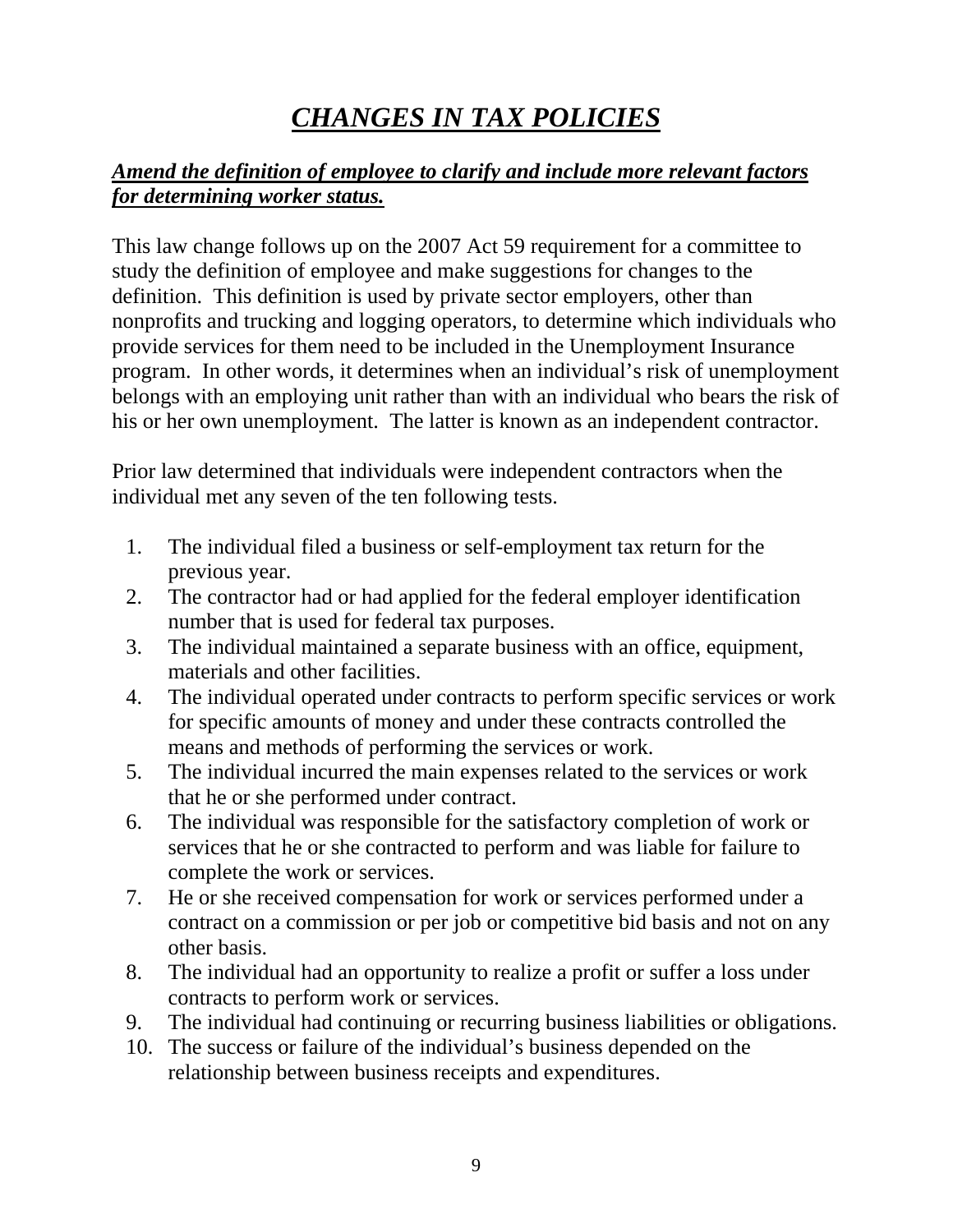# ***CHANGES IN TAX POLICIES***

***Amend the definition of employee to clarify and include more relevant factors for determining worker status.***

This law change follows up on the 2007 Act 59 requirement for a committee to study the definition of employee and make suggestions for changes to the definition. This definition is used by private sector employers, other than nonprofits and trucking and logging operators, to determine which individuals who provide services for them need to be included in the Unemployment Insurance program. In other words, it determines when an individual's risk of unemployment belongs with an employing unit rather than with an individual who bears the risk of his or her own unemployment. The latter is known as an independent contractor.

Prior law determined that individuals were independent contractors when the individual met any seven of the ten following tests.

1. The individual filed a business or self-employment tax return for the previous year.
2. The contractor had or had applied for the federal employer identification number that is used for federal tax purposes.
3. The individual maintained a separate business with an office, equipment, materials and other facilities.
4. The individual operated under contracts to perform specific services or work for specific amounts of money and under these contracts controlled the means and methods of performing the services or work.
5. The individual incurred the main expenses related to the services or work that he or she performed under contract.
6. The individual was responsible for the satisfactory completion of work or services that he or she contracted to perform and was liable for failure to complete the work or services.
7. He or she received compensation for work or services performed under a contract on a commission or per job or competitive bid basis and not on any other basis.
8. The individual had an opportunity to realize a profit or suffer a loss under contracts to perform work or services.
9. The individual had continuing or recurring business liabilities or obligations.
10. The success or failure of the individual's business depended on the relationship between business receipts and expenditures.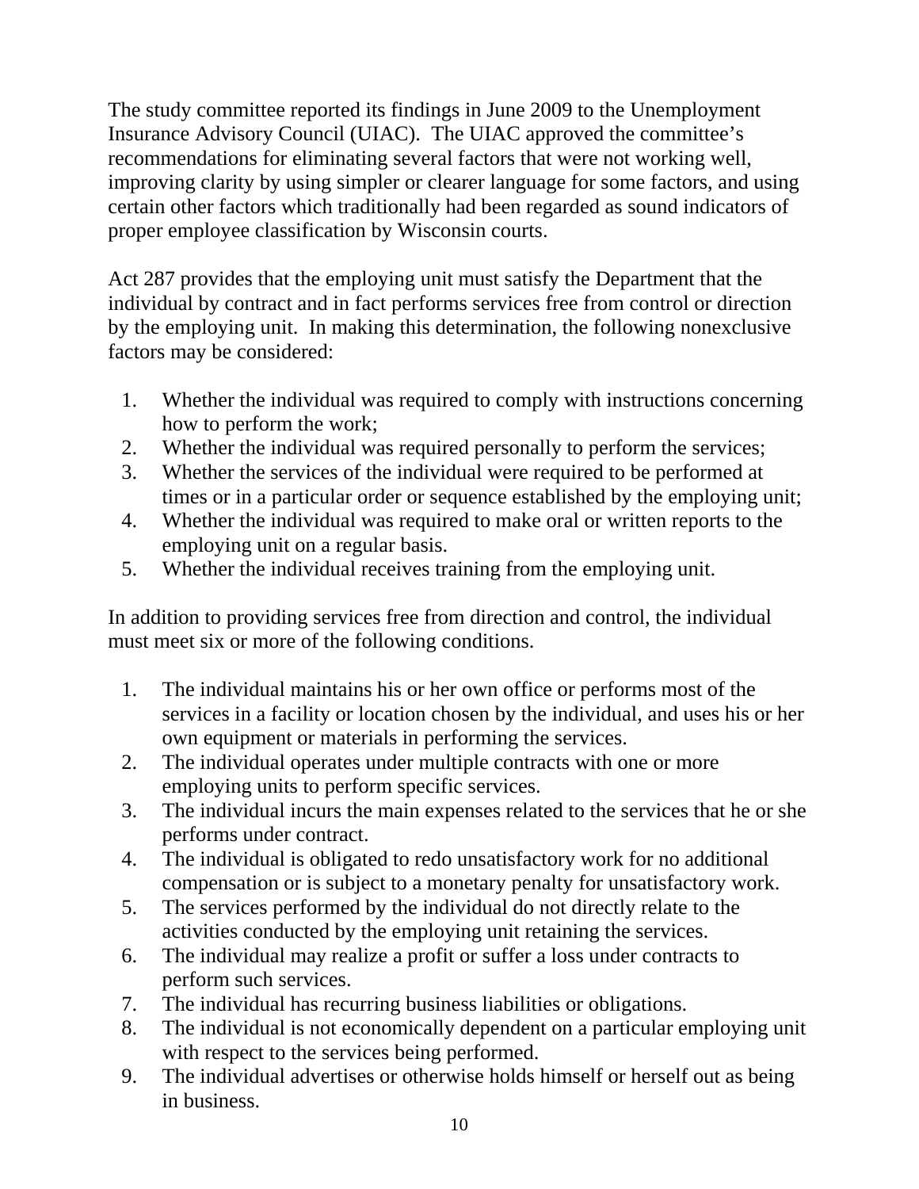The study committee reported its findings in June 2009 to the Unemployment Insurance Advisory Council (UIAC). The UIAC approved the committee's recommendations for eliminating several factors that were not working well, improving clarity by using simpler or clearer language for some factors, and using certain other factors which traditionally had been regarded as sound indicators of proper employee classification by Wisconsin courts.

Act 287 provides that the employing unit must satisfy the Department that the individual by contract and in fact performs services free from control or direction by the employing unit. In making this determination, the following nonexclusive factors may be considered:

1. Whether the individual was required to comply with instructions concerning how to perform the work;
2. Whether the individual was required personally to perform the services;
3. Whether the services of the individual were required to be performed at times or in a particular order or sequence established by the employing unit;
4. Whether the individual was required to make oral or written reports to the employing unit on a regular basis.
5. Whether the individual receives training from the employing unit.

In addition to providing services free from direction and control, the individual must meet six or more of the following conditions.

1. The individual maintains his or her own office or performs most of the services in a facility or location chosen by the individual, and uses his or her own equipment or materials in performing the services.
2. The individual operates under multiple contracts with one or more employing units to perform specific services.
3. The individual incurs the main expenses related to the services that he or she performs under contract.
4. The individual is obligated to redo unsatisfactory work for no additional compensation or is subject to a monetary penalty for unsatisfactory work.
5. The services performed by the individual do not directly relate to the activities conducted by the employing unit retaining the services.
6. The individual may realize a profit or suffer a loss under contracts to perform such services.
7. The individual has recurring business liabilities or obligations.
8. The individual is not economically dependent on a particular employing unit with respect to the services being performed.
9. The individual advertises or otherwise holds himself or herself out as being in business.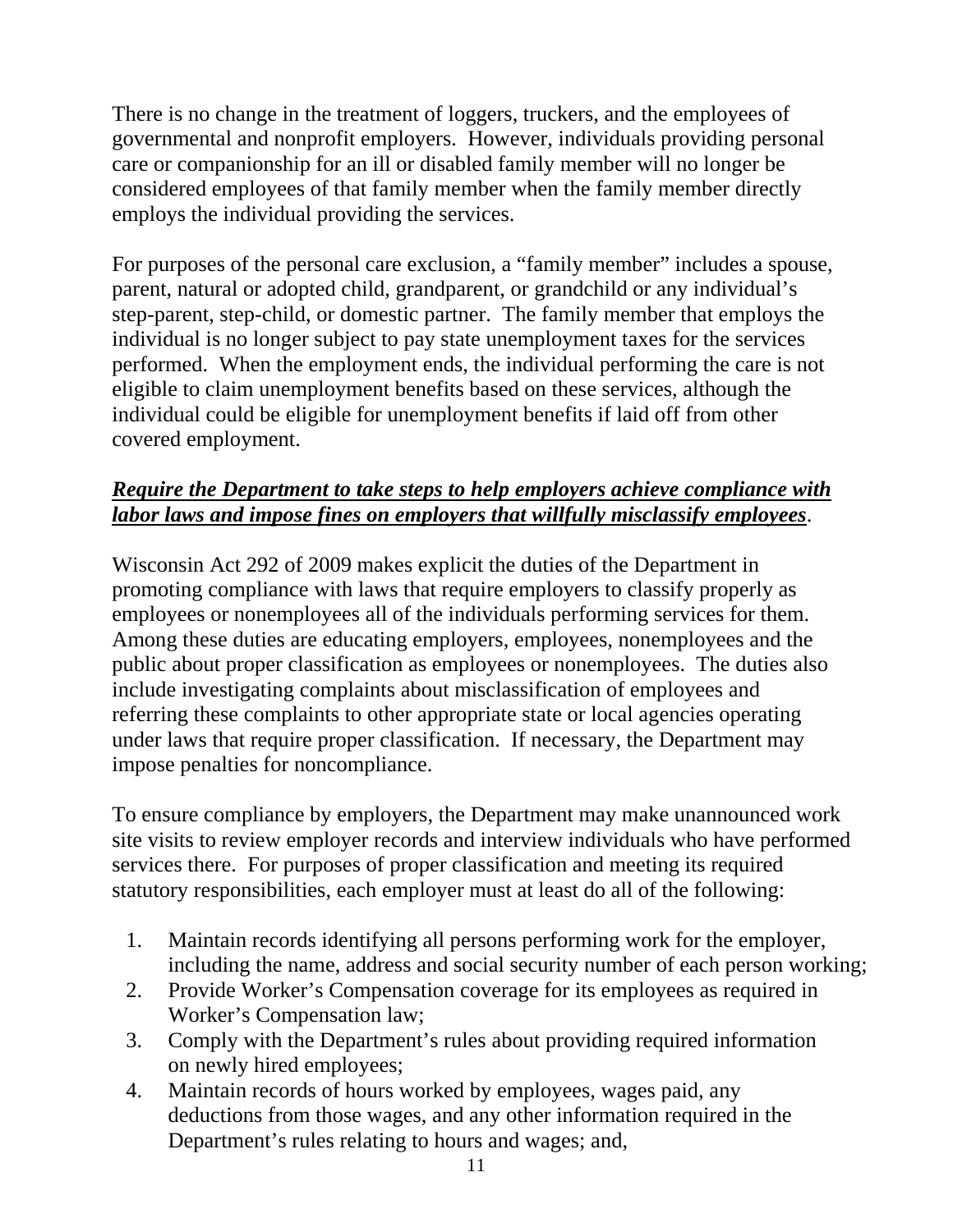There is no change in the treatment of loggers, truckers, and the employees of governmental and nonprofit employers. However, individuals providing personal care or companionship for an ill or disabled family member will no longer be considered employees of that family member when the family member directly employs the individual providing the services.

For purposes of the personal care exclusion, a "family member" includes a spouse, parent, natural or adopted child, grandparent, or grandchild or any individual's step-parent, step-child, or domestic partner. The family member that employs the individual is no longer subject to pay state unemployment taxes for the services performed. When the employment ends, the individual performing the care is not eligible to claim unemployment benefits based on these services, although the individual could be eligible for unemployment benefits if laid off from other covered employment.

***Require the Department to take steps to help employers achieve compliance with labor laws and impose fines on employers that willfully misclassify employees***.

Wisconsin Act 292 of 2009 makes explicit the duties of the Department in promoting compliance with laws that require employers to classify properly as employees or nonemployees all of the individuals performing services for them. Among these duties are educating employers, employees, nonemployees and the public about proper classification as employees or nonemployees. The duties also include investigating complaints about misclassification of employees and referring these complaints to other appropriate state or local agencies operating under laws that require proper classification. If necessary, the Department may impose penalties for noncompliance.

To ensure compliance by employers, the Department may make unannounced work site visits to review employer records and interview individuals who have performed services there. For purposes of proper classification and meeting its required statutory responsibilities, each employer must at least do all of the following:

1. Maintain records identifying all persons performing work for the employer, including the name, address and social security number of each person working;
2. Provide Worker's Compensation coverage for its employees as required in Worker's Compensation law;
3. Comply with the Department's rules about providing required information on newly hired employees;
4. Maintain records of hours worked by employees, wages paid, any deductions from those wages, and any other information required in the Department's rules relating to hours and wages; and,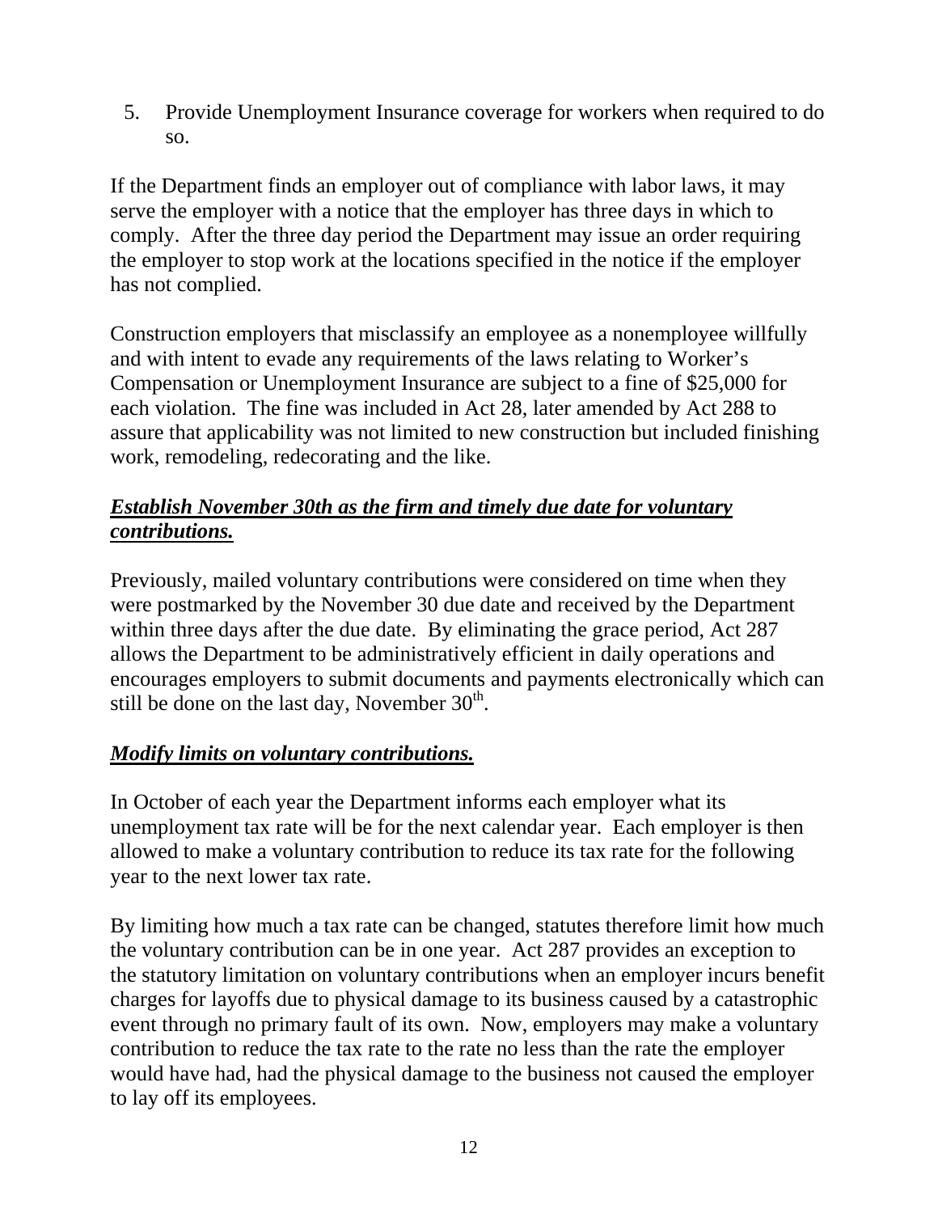5. Provide Unemployment Insurance coverage for workers when required to do so.

If the Department finds an employer out of compliance with labor laws, it may serve the employer with a notice that the employer has three days in which to comply. After the three day period the Department may issue an order requiring the employer to stop work at the locations specified in the notice if the employer has not complied.

Construction employers that misclassify an employee as a nonemployee willfully and with intent to evade any requirements of the laws relating to Worker's Compensation or Unemployment Insurance are subject to a fine of $25,000 for each violation. The fine was included in Act 28, later amended by Act 288 to assure that applicability was not limited to new construction but included finishing work, remodeling, redecorating and the like.

***<u>Establish November 30th as the firm and timely due date for voluntary contributions.</u>***

Previously, mailed voluntary contributions were considered on time when they were postmarked by the November 30 due date and received by the Department within three days after the due date. By eliminating the grace period, Act 287 allows the Department to be administratively efficient in daily operations and encourages employers to submit documents and payments electronically which can still be done on the last day, November 30th.

***<u>Modify limits on voluntary contributions.</u>***

In October of each year the Department informs each employer what its unemployment tax rate will be for the next calendar year. Each employer is then allowed to make a voluntary contribution to reduce its tax rate for the following year to the next lower tax rate.

By limiting how much a tax rate can be changed, statutes therefore limit how much the voluntary contribution can be in one year. Act 287 provides an exception to the statutory limitation on voluntary contributions when an employer incurs benefit charges for layoffs due to physical damage to its business caused by a catastrophic event through no primary fault of its own. Now, employers may make a voluntary contribution to reduce the tax rate to the rate no less than the rate the employer would have had, had the physical damage to the business not caused the employer to lay off its employees.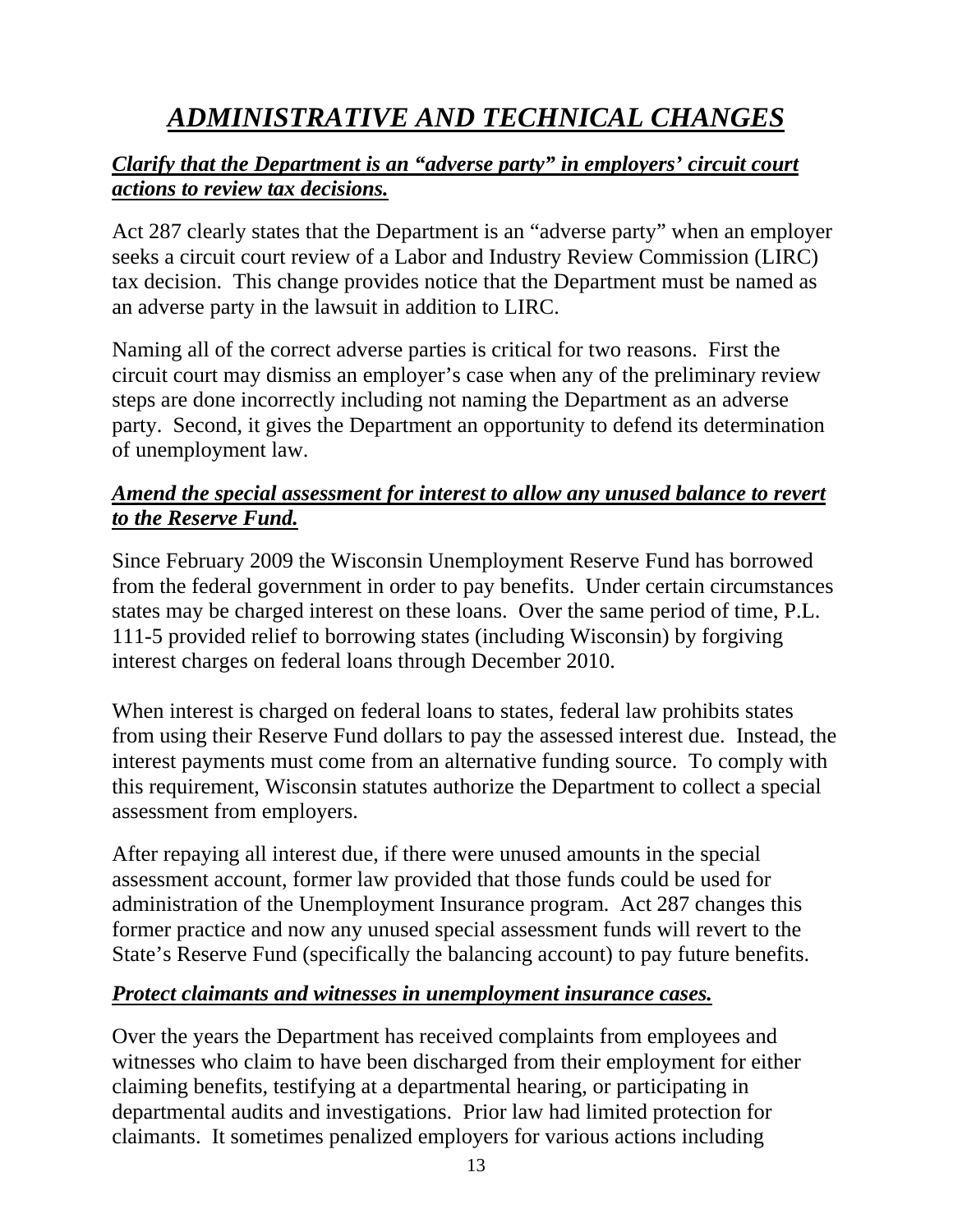# *ADMINISTRATIVE AND TECHNICAL CHANGES*

### *Clarify that the Department is an "adverse party" in employers' circuit court actions to review tax decisions.*

Act 287 clearly states that the Department is an "adverse party" when an employer seeks a circuit court review of a Labor and Industry Review Commission (LIRC) tax decision. This change provides notice that the Department must be named as an adverse party in the lawsuit in addition to LIRC.

Naming all of the correct adverse parties is critical for two reasons. First the circuit court may dismiss an employer's case when any of the preliminary review steps are done incorrectly including not naming the Department as an adverse party. Second, it gives the Department an opportunity to defend its determination of unemployment law.

### *Amend the special assessment for interest to allow any unused balance to revert to the Reserve Fund.*

Since February 2009 the Wisconsin Unemployment Reserve Fund has borrowed from the federal government in order to pay benefits. Under certain circumstances states may be charged interest on these loans. Over the same period of time, P.L. 111-5 provided relief to borrowing states (including Wisconsin) by forgiving interest charges on federal loans through December 2010.

When interest is charged on federal loans to states, federal law prohibits states from using their Reserve Fund dollars to pay the assessed interest due. Instead, the interest payments must come from an alternative funding source. To comply with this requirement, Wisconsin statutes authorize the Department to collect a special assessment from employers.

After repaying all interest due, if there were unused amounts in the special assessment account, former law provided that those funds could be used for administration of the Unemployment Insurance program. Act 287 changes this former practice and now any unused special assessment funds will revert to the State's Reserve Fund (specifically the balancing account) to pay future benefits.

### *Protect claimants and witnesses in unemployment insurance cases.*

Over the years the Department has received complaints from employees and witnesses who claim to have been discharged from their employment for either claiming benefits, testifying at a departmental hearing, or participating in departmental audits and investigations. Prior law had limited protection for claimants. It sometimes penalized employers for various actions including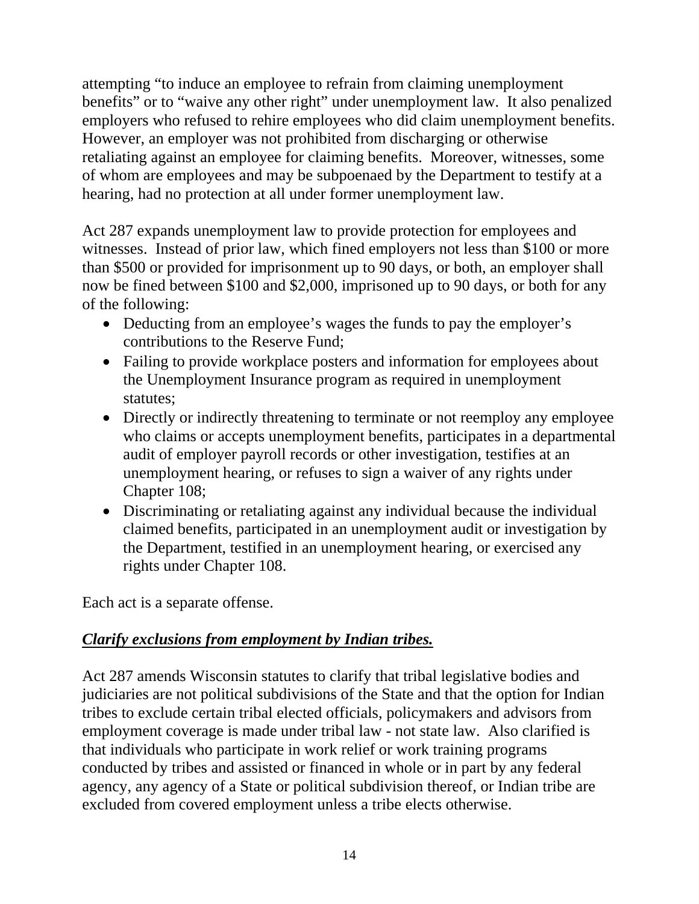attempting “to induce an employee to refrain from claiming unemployment benefits” or to “waive any other right” under unemployment law. It also penalized employers who refused to rehire employees who did claim unemployment benefits. However, an employer was not prohibited from discharging or otherwise retaliating against an employee for claiming benefits. Moreover, witnesses, some of whom are employees and may be subpoenaed by the Department to testify at a hearing, had no protection at all under former unemployment law.

Act 287 expands unemployment law to provide protection for employees and witnesses. Instead of prior law, which fined employers not less than $100 or more than $500 or provided for imprisonment up to 90 days, or both, an employer shall now be fined between $100 and $2,000, imprisoned up to 90 days, or both for any of the following:

- Deducting from an employee’s wages the funds to pay the employer’s contributions to the Reserve Fund;
- Failing to provide workplace posters and information for employees about the Unemployment Insurance program as required in unemployment statutes;
- Directly or indirectly threatening to terminate or not reemploy any employee who claims or accepts unemployment benefits, participates in a departmental audit of employer payroll records or other investigation, testifies at an unemployment hearing, or refuses to sign a waiver of any rights under Chapter 108;
- Discriminating or retaliating against any individual because the individual claimed benefits, participated in an unemployment audit or investigation by the Department, testified in an unemployment hearing, or exercised any rights under Chapter 108.

Each act is a separate offense.

***Clarify exclusions from employment by Indian tribes.***

Act 287 amends Wisconsin statutes to clarify that tribal legislative bodies and judiciaries are not political subdivisions of the State and that the option for Indian tribes to exclude certain tribal elected officials, policymakers and advisors from employment coverage is made under tribal law - not state law. Also clarified is that individuals who participate in work relief or work training programs conducted by tribes and assisted or financed in whole or in part by any federal agency, any agency of a State or political subdivision thereof, or Indian tribe are excluded from covered employment unless a tribe elects otherwise.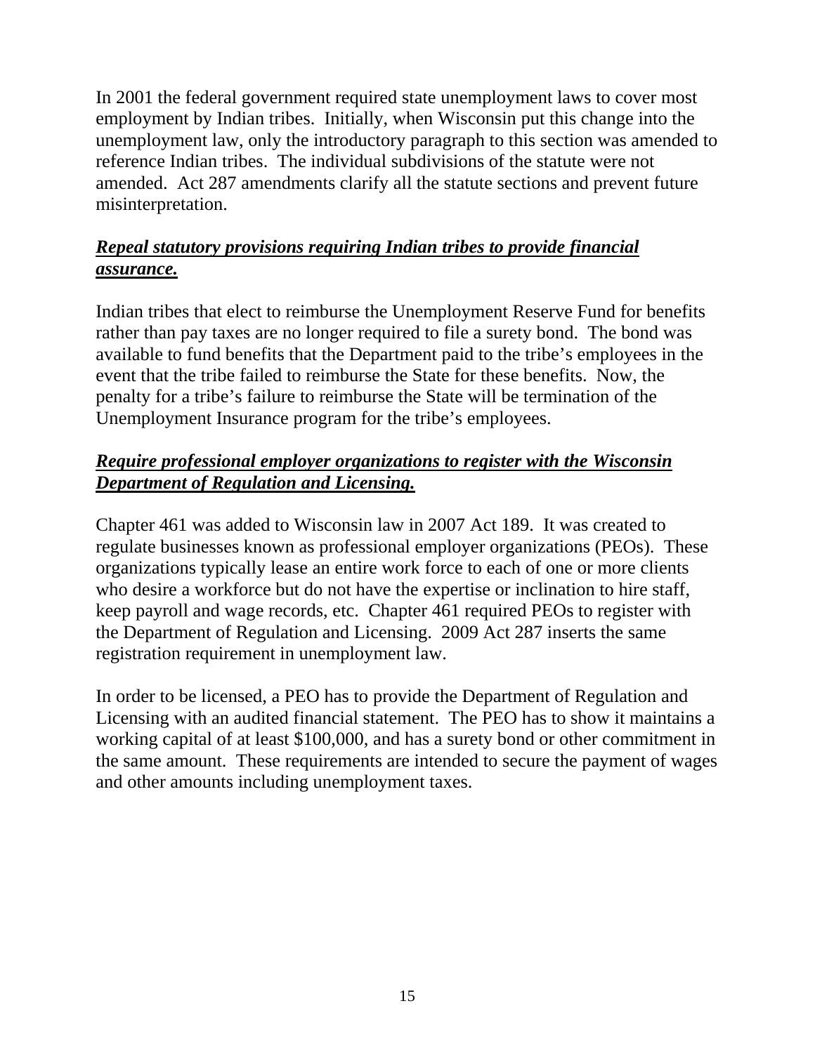In 2001 the federal government required state unemployment laws to cover most employment by Indian tribes. Initially, when Wisconsin put this change into the unemployment law, only the introductory paragraph to this section was amended to reference Indian tribes. The individual subdivisions of the statute were not amended. Act 287 amendments clarify all the statute sections and prevent future misinterpretation.

***Repeal statutory provisions requiring Indian tribes to provide financial assurance.***

Indian tribes that elect to reimburse the Unemployment Reserve Fund for benefits rather than pay taxes are no longer required to file a surety bond. The bond was available to fund benefits that the Department paid to the tribe's employees in the event that the tribe failed to reimburse the State for these benefits. Now, the penalty for a tribe's failure to reimburse the State will be termination of the Unemployment Insurance program for the tribe's employees.

***Require professional employer organizations to register with the Wisconsin Department of Regulation and Licensing.***

Chapter 461 was added to Wisconsin law in 2007 Act 189. It was created to regulate businesses known as professional employer organizations (PEOs). These organizations typically lease an entire work force to each of one or more clients who desire a workforce but do not have the expertise or inclination to hire staff, keep payroll and wage records, etc. Chapter 461 required PEOs to register with the Department of Regulation and Licensing. 2009 Act 287 inserts the same registration requirement in unemployment law.

In order to be licensed, a PEO has to provide the Department of Regulation and Licensing with an audited financial statement. The PEO has to show it maintains a working capital of at least $100,000, and has a surety bond or other commitment in the same amount. These requirements are intended to secure the payment of wages and other amounts including unemployment taxes.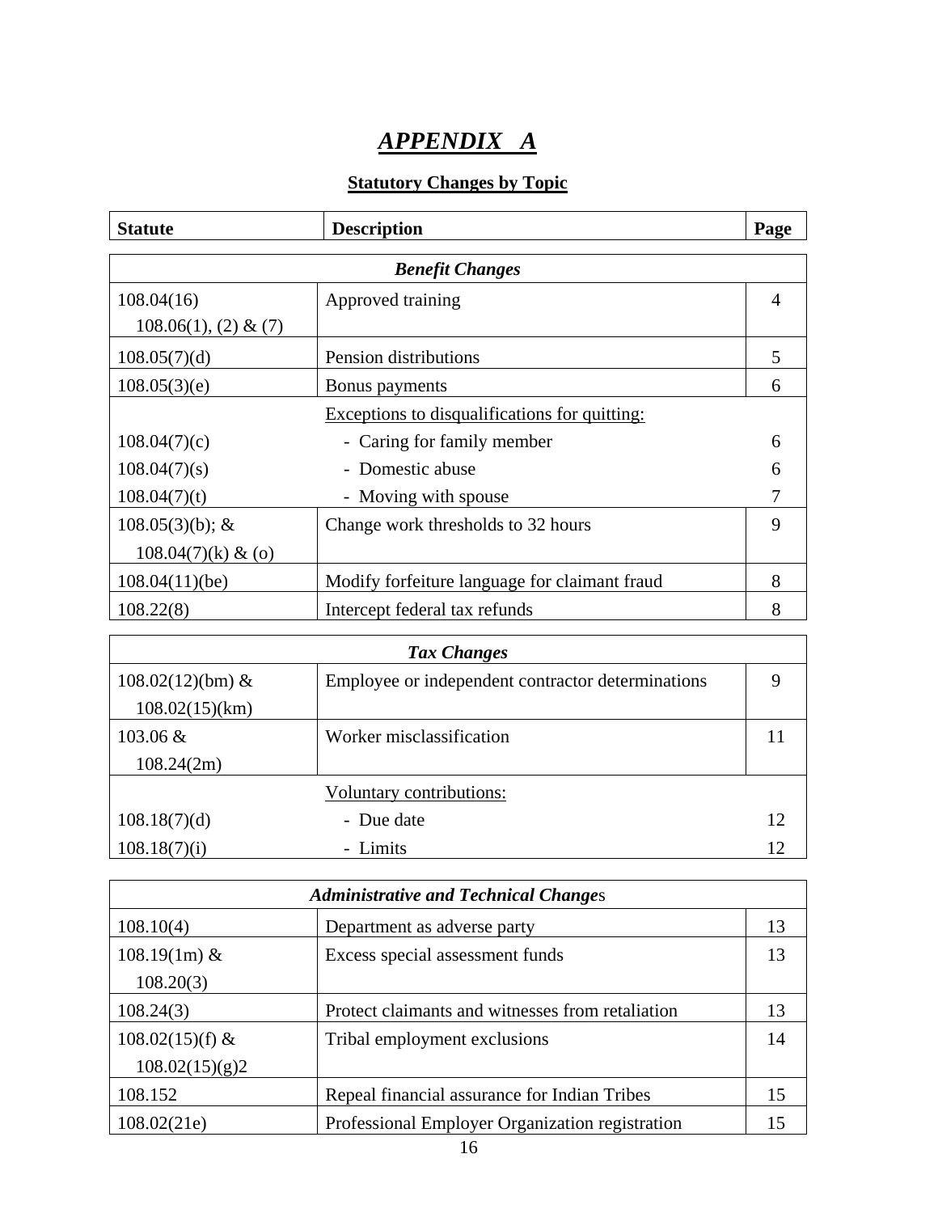# *APPENDIX A*

## Statutory Changes by Topic

| Statute | Description | Page |
|---|---|---|
| | ***Benefit Changes*** | |
| 108.04(16) 108.06(1), (2) & (7) | Approved training | 4 |
| 108.05(7)(d) | Pension distributions | 5 |
| 108.05(3)(e) | Bonus payments | 6 |
| | Exceptions to disqualifications for quitting: | |
| 108.04(7)(c) | - Caring for family member | 6 |
| 108.04(7)(s) | - Domestic abuse | 6 |
| 108.04(7)(t) | - Moving with spouse | 7 |
| 108.05(3)(b); & 108.04(7)(k) & (o) | Change work thresholds to 32 hours | 9 |
| 108.04(11)(be) | Modify forfeiture language for claimant fraud | 8 |
| 108.22(8) | Intercept federal tax refunds | 8 |
| | ***Tax Changes*** | |
| 108.02(12)(bm) & 108.02(15)(km) | Employee or independent contractor determinations | 9 |
| 103.06 & 108.24(2m) | Worker misclassification | 11 |
| | Voluntary contributions: | |
| 108.18(7)(d) | - Due date | 12 |
| 108.18(7)(i) | - Limits | 12 |
| | ***Administrative and Technical Changes*** | |
| 108.10(4) | Department as adverse party | 13 |
| 108.19(1m) & 108.20(3) | Excess special assessment funds | 13 |
| 108.24(3) | Protect claimants and witnesses from retaliation | 13 |
| 108.02(15)(f) & 108.02(15)(g)2 | Tribal employment exclusions | 14 |
| 108.152 | Repeal financial assurance for Indian Tribes | 15 |
| 108.02(21e) | Professional Employer Organization registration | 15 |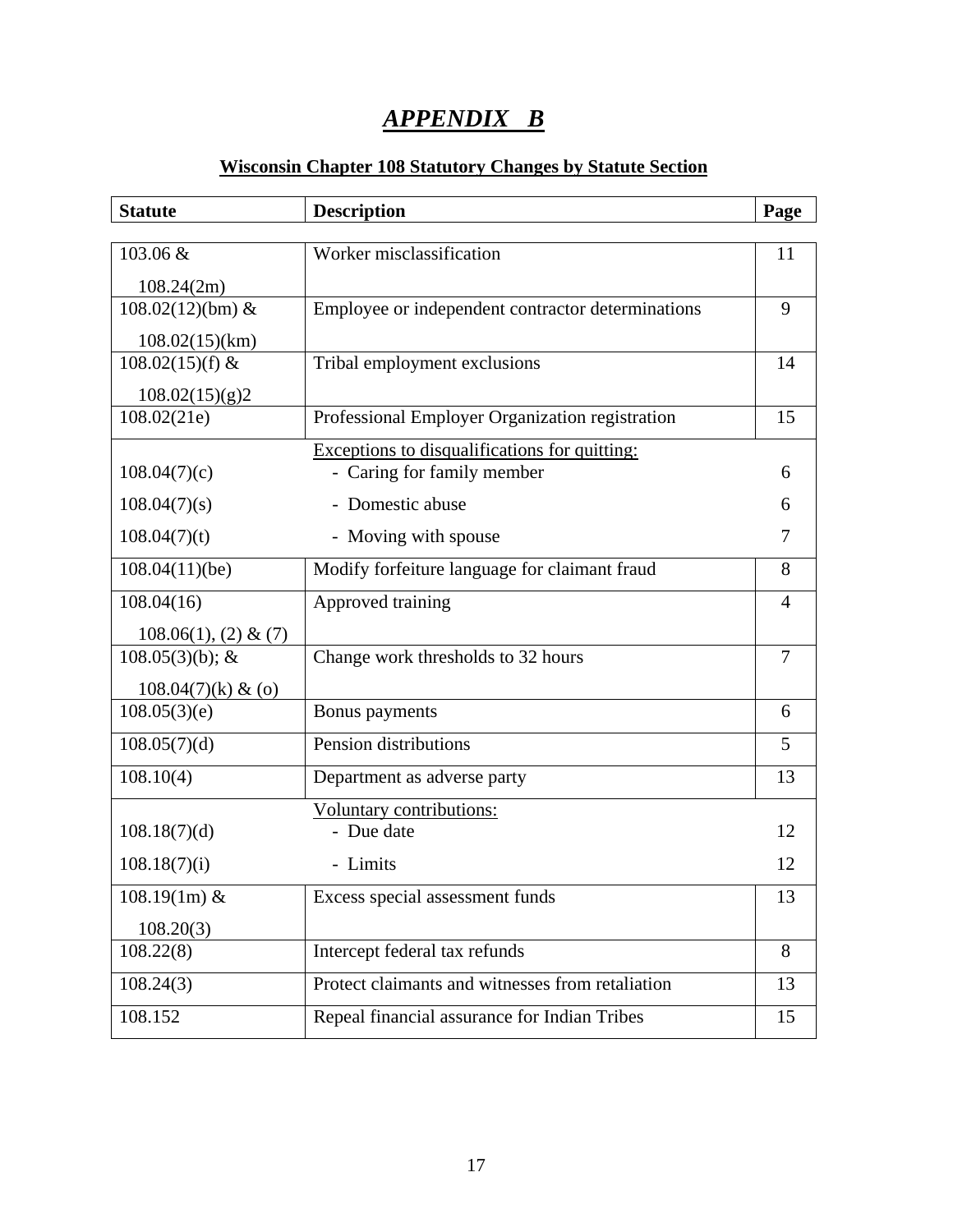# ***APPENDIX B***

## Wisconsin Chapter 108 Statutory Changes by Statute Section

| Statute | Description | Page |
|---|---|---|
| 103.06 & 108.24(2m) | Worker misclassification | 11 |
| 108.02(12)(bm) & 108.02(15)(km) | Employee or independent contractor determinations | 9 |
| 108.02(15)(f) & 108.02(15)(g)2 | Tribal employment exclusions | 14 |
| 108.02(21e) | Professional Employer Organization registration | 15 |
| | Exceptions to disqualifications for quitting: | |
| 108.04(7)(c) | - Caring for family member | 6 |
| 108.04(7)(s) | - Domestic abuse | 6 |
| 108.04(7)(t) | - Moving with spouse | 7 |
| 108.04(11)(be) | Modify forfeiture language for claimant fraud | 8 |
| 108.04(16) 108.06(1), (2) & (7) | Approved training | 4 |
| 108.05(3)(b); & 108.04(7)(k) & (o) | Change work thresholds to 32 hours | 7 |
| 108.05(3)(e) | Bonus payments | 6 |
| 108.05(7)(d) | Pension distributions | 5 |
| 108.10(4) | Department as adverse party | 13 |
| | Voluntary contributions: | |
| 108.18(7)(d) | - Due date | 12 |
| 108.18(7)(i) | - Limits | 12 |
| 108.19(1m) & 108.20(3) | Excess special assessment funds | 13 |
| 108.22(8) | Intercept federal tax refunds | 8 |
| 108.24(3) | Protect claimants and witnesses from retaliation | 13 |
| 108.152 | Repeal financial assurance for Indian Tribes | 15 |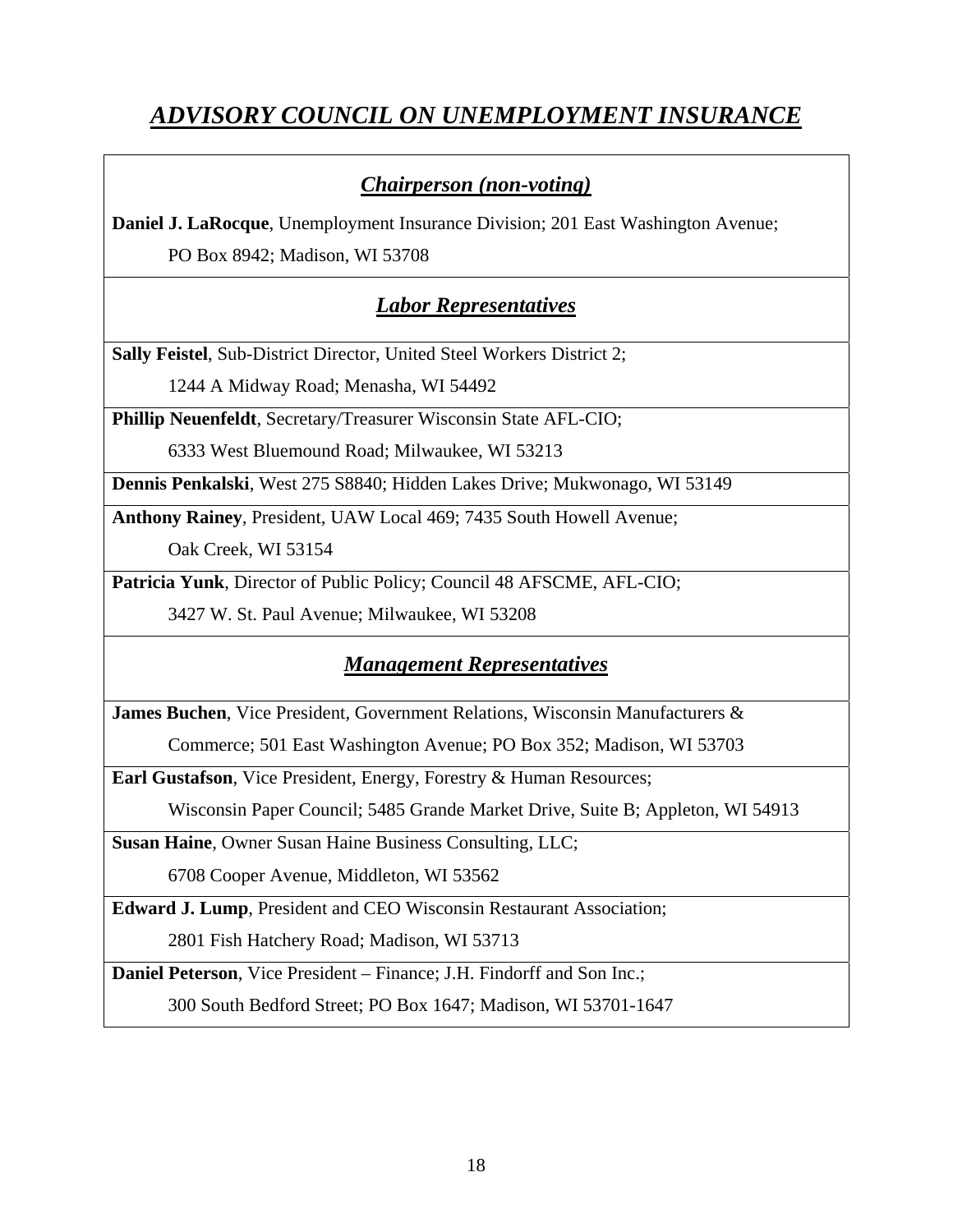# *ADVISORY COUNCIL ON UNEMPLOYMENT INSURANCE*

## *Chairperson (non-voting)*

**Daniel J. LaRocque**, Unemployment Insurance Division; 201 East Washington Avenue; PO Box 8942; Madison, WI 53708

## *Labor Representatives*

**Sally Feistel**, Sub-District Director, United Steel Workers District 2; 1244 A Midway Road; Menasha, WI 54492

**Phillip Neuenfeldt**, Secretary/Treasurer Wisconsin State AFL-CIO; 6333 West Bluemound Road; Milwaukee, WI 53213

**Dennis Penkalski**, West 275 S8840; Hidden Lakes Drive; Mukwonago, WI 53149

**Anthony Rainey**, President, UAW Local 469; 7435 South Howell Avenue; Oak Creek, WI 53154

**Patricia Yunk**, Director of Public Policy; Council 48 AFSCME, AFL-CIO; 3427 W. St. Paul Avenue; Milwaukee, WI 53208

## *Management Representatives*

**James Buchen**, Vice President, Government Relations, Wisconsin Manufacturers & Commerce; 501 East Washington Avenue; PO Box 352; Madison, WI 53703

**Earl Gustafson**, Vice President, Energy, Forestry & Human Resources; Wisconsin Paper Council; 5485 Grande Market Drive, Suite B; Appleton, WI 54913

**Susan Haine**, Owner Susan Haine Business Consulting, LLC; 6708 Cooper Avenue, Middleton, WI 53562

**Edward J. Lump**, President and CEO Wisconsin Restaurant Association; 2801 Fish Hatchery Road; Madison, WI 53713

**Daniel Peterson**, Vice President – Finance; J.H. Findorff and Son Inc.; 300 South Bedford Street; PO Box 1647; Madison, WI 53701-1647